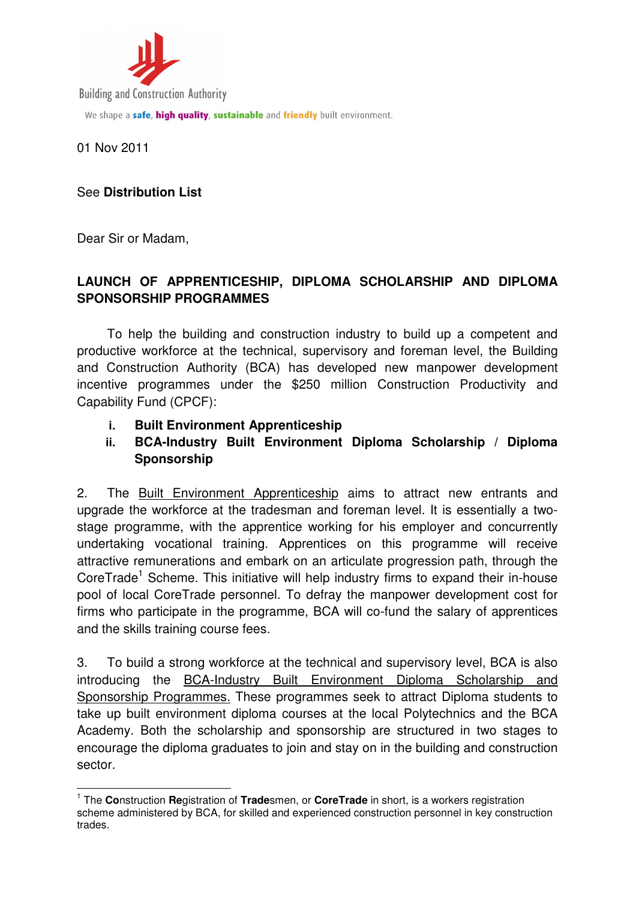Building and Construction Authority

We shape a **safe**, **high quality**, **sustainable** and **friendly** built environment.

01 Nov 2011

See **Distribution List**

Dear Sir or Madam,

**LAUNCH OF APPRENTICESHIP, DIPLOMA SCHOLARSHIP AND DIPLOMA SPONSORSHIP PROGRAMMES**

To help the building and construction industry to build up a competent and productive workforce at the technical, supervisory and foreman level, the Building and Construction Authority (BCA) has developed new manpower development incentive programmes under the $250 million Construction Productivity and Capability Fund (CPCF):

i. **Built Environment Apprenticeship**
ii. **BCA-Industry Built Environment Diploma Scholarship / Diploma Sponsorship**

2. The Built Environment Apprenticeship aims to attract new entrants and upgrade the workforce at the tradesman and foreman level. It is essentially a two-stage programme, with the apprentice working for his employer and concurrently undertaking vocational training. Apprentices on this programme will receive attractive remunerations and embark on an articulate progression path, through the CoreTrade[1] Scheme. This initiative will help industry firms to expand their in-house pool of local CoreTrade personnel. To defray the manpower development cost for firms who participate in the programme, BCA will co-fund the salary of apprentices and the skills training course fees.

3. To build a strong workforce at the technical and supervisory level, BCA is also introducing the BCA-Industry Built Environment Diploma Scholarship and Sponsorship Programmes. These programmes seek to attract Diploma students to take up built environment diploma courses at the local Polytechnics and the BCA Academy. Both the scholarship and sponsorship are structured in two stages to encourage the diploma graduates to join and stay on in the building and construction sector.

---

[1] The **Co**nstruction **Re**gistration of **Trade**smen, or **CoreTrade** in short, is a workers registration scheme administered by BCA, for skilled and experienced construction personnel in key construction trades.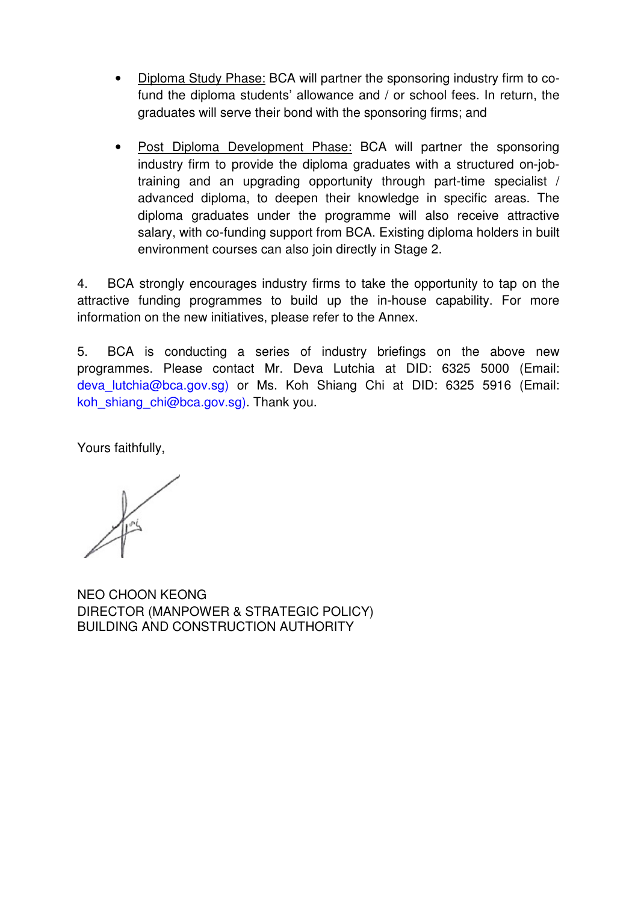- <u>Diploma Study Phase:</u> BCA will partner the sponsoring industry firm to co-fund the diploma students' allowance and / or school fees. In return, the graduates will serve their bond with the sponsoring firms; and

- <u>Post Diploma Development Phase:</u> BCA will partner the sponsoring industry firm to provide the diploma graduates with a structured on-job-training and an upgrading opportunity through part-time specialist / advanced diploma, to deepen their knowledge in specific areas. The diploma graduates under the programme will also receive attractive salary, with co-funding support from BCA. Existing diploma holders in built environment courses can also join directly in Stage 2.

4. BCA strongly encourages industry firms to take the opportunity to tap on the attractive funding programmes to build up the in-house capability. For more information on the new initiatives, please refer to the Annex.

5. BCA is conducting a series of industry briefings on the above new programmes. Please contact Mr. Deva Lutchia at DID: 6325 5000 (Email: deva_lutchia@bca.gov.sg) or Ms. Koh Shiang Chi at DID: 6325 5916 (Email: koh_shiang_chi@bca.gov.sg). Thank you.

Yours faithfully,

NEO CHOON KEONG
DIRECTOR (MANPOWER & STRATEGIC POLICY)
BUILDING AND CONSTRUCTION AUTHORITY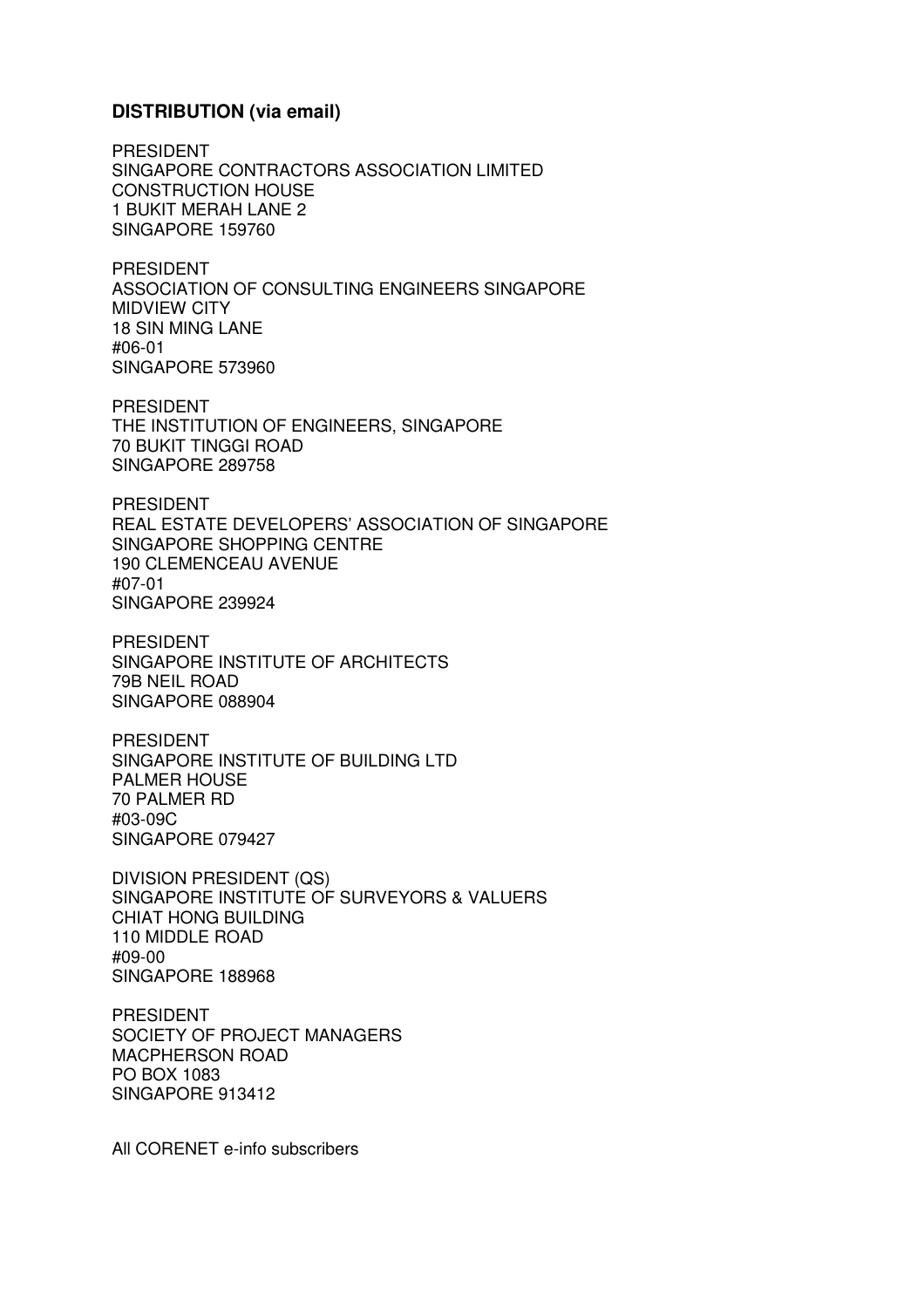**DISTRIBUTION (via email)**

PRESIDENT
SINGAPORE CONTRACTORS ASSOCIATION LIMITED
CONSTRUCTION HOUSE
1 BUKIT MERAH LANE 2
SINGAPORE 159760

PRESIDENT
ASSOCIATION OF CONSULTING ENGINEERS SINGAPORE
MIDVIEW CITY
18 SIN MING LANE
#06-01
SINGAPORE 573960

PRESIDENT
THE INSTITUTION OF ENGINEERS, SINGAPORE
70 BUKIT TINGGI ROAD
SINGAPORE 289758

PRESIDENT
REAL ESTATE DEVELOPERS' ASSOCIATION OF SINGAPORE
SINGAPORE SHOPPING CENTRE
190 CLEMENCEAU AVENUE
#07-01
SINGAPORE 239924

PRESIDENT
SINGAPORE INSTITUTE OF ARCHITECTS
79B NEIL ROAD
SINGAPORE 088904

PRESIDENT
SINGAPORE INSTITUTE OF BUILDING LTD
PALMER HOUSE
70 PALMER RD
#03-09C
SINGAPORE 079427

DIVISION PRESIDENT (QS)
SINGAPORE INSTITUTE OF SURVEYORS & VALUERS
CHIAT HONG BUILDING
110 MIDDLE ROAD
#09-00
SINGAPORE 188968

PRESIDENT
SOCIETY OF PROJECT MANAGERS
MACPHERSON ROAD
PO BOX 1083
SINGAPORE 913412

All CORENET e-info subscribers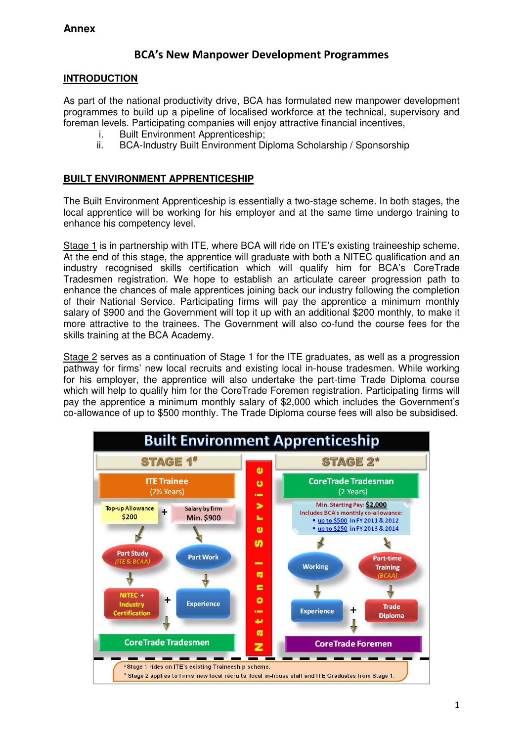**Annex**

# BCA's New Manpower Development Programmes

## INTRODUCTION

As part of the national productivity drive, BCA has formulated new manpower development programmes to build up a pipeline of localised workforce at the technical, supervisory and foreman levels. Participating companies will enjoy attractive financial incentives,

i. Built Environment Apprenticeship;
ii. BCA-Industry Built Environment Diploma Scholarship / Sponsorship

## BUILT ENVIRONMENT APPRENTICESHIP

The Built Environment Apprenticeship is essentially a two-stage scheme. In both stages, the local apprentice will be working for his employer and at the same time undergo training to enhance his competency level.

Stage 1 is in partnership with ITE, where BCA will ride on ITE's existing traineeship scheme. At the end of this stage, the apprentice will graduate with both a NITEC qualification and an industry recognised skills certification which will qualify him for BCA's CoreTrade Tradesmen registration. We hope to establish an articulate career progression path to enhance the chances of male apprentices joining back our industry following the completion of their National Service. Participating firms will pay the apprentice a minimum monthly salary of $900 and the Government will top it up with an additional $200 monthly, to make it more attractive to the trainees. The Government will also co-fund the course fees for the skills training at the BCA Academy.

Stage 2 serves as a continuation of Stage 1 for the ITE graduates, as well as a progression pathway for firms' new local recruits and existing local in-house tradesmen. While working for his employer, the apprentice will also undertake the part-time Trade Diploma course which will help to qualify him for the CoreTrade Foremen registration. Participating firms will pay the apprentice a minimum monthly salary of $2,000 which includes the Government's co-allowance of up to $500 monthly. The Trade Diploma course fees will also be subsidised.

Built Environment Apprenticeship

STAGE 1#

ITE Trainee (2½ Years)

Top-up Allowance $200 + Salary by firm Min. $900

Part Study (ITE & BCAA)

Part Work

NITEC + Industry Certification + Experience

CoreTrade Tradesmen

National Service

STAGE 2*

CoreTrade Tradesman (2 Years)

Min. Starting Pay: $2,000
Includes BCA's monthly co-allowance:
- up to $500 in FY 2011 & 2012
- up to $250 in FY 2013 & 2014

Working

Part-time Training (BCAA)

Experience + Trade Diploma

CoreTrade Foremen

#Stage 1 rides on ITE's existing Traineeship scheme.
* Stage 2 applies to firms' new local recruits, local in-house staff and ITE Graduates from Stage 1.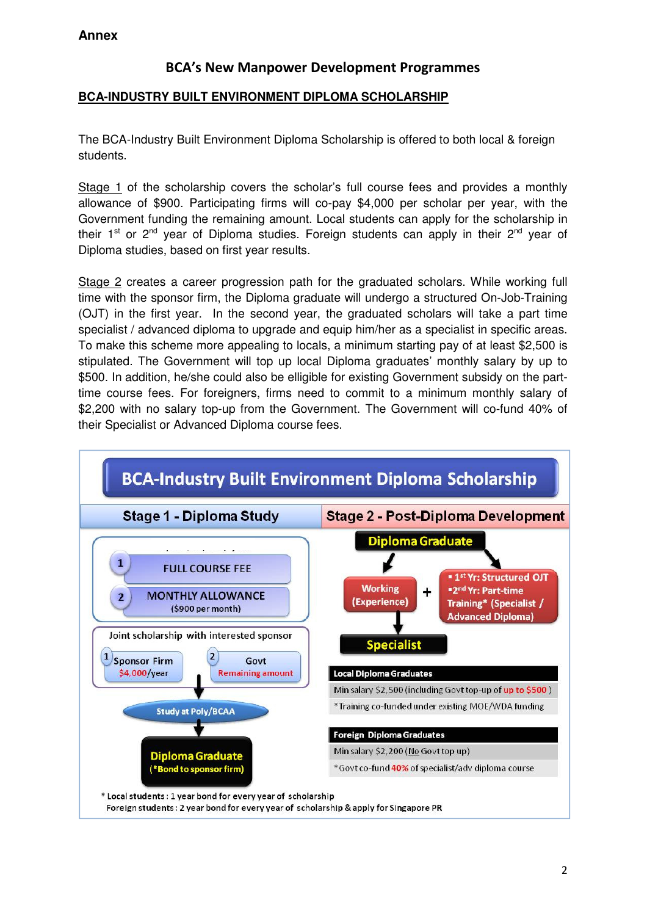**Annex**

## BCA's New Manpower Development Programmes

### BCA-INDUSTRY BUILT ENVIRONMENT DIPLOMA SCHOLARSHIP

The BCA-Industry Built Environment Diploma Scholarship is offered to both local & foreign students.

Stage 1 of the scholarship covers the scholar's full course fees and provides a monthly allowance of $900. Participating firms will co-pay $4,000 per scholar per year, with the Government funding the remaining amount. Local students can apply for the scholarship in their 1st or 2nd year of Diploma studies. Foreign students can apply in their 2nd year of Diploma studies, based on first year results.

Stage 2 creates a career progression path for the graduated scholars. While working full time with the sponsor firm, the Diploma graduate will undergo a structured On-Job-Training (OJT) in the first year. In the second year, the graduated scholars will take a part time specialist / advanced diploma to upgrade and equip him/her as a specialist in specific areas. To make this scheme more appealing to locals, a minimum starting pay of at least $2,500 is stipulated. The Government will top up local Diploma graduates' monthly salary by up to $500. In addition, he/she could also be elligible for existing Government subsidy on the part-time course fees. For foreigners, firms need to commit to a minimum monthly salary of $2,200 with no salary top-up from the Government. The Government will co-fund 40% of their Specialist or Advanced Diploma course fees.

**BCA-Industry Built Environment Diploma Scholarship**

**Stage 1 - Diploma Study**

1 FULL COURSE FEE

2 MONTHLY ALLOWANCE ($900 per month)

Joint scholarship with interested sponsor

1 Sponsor Firm $4,000/year

2 Govt Remaining amount

Study at Poly/BCAA

Diploma Graduate (*Bond to sponsor firm)

**Stage 2 - Post-Diploma Development**

Diploma Graduate

Working (Experience) + ▪ 1st Yr: Structured OJT ▪ 2nd Yr: Part-time Training* (Specialist / Advanced Diploma)

Specialist

| Local Diploma Graduates |
| --- |
| Min salary $2,500 (including Govt top-up of up to $500) |
| *Training co-funded under existing MOE/WDA funding |

| Foreign Diploma Graduates |
| --- |
| Min salary $2,200 (No Govt top up) |
| *Govt co-fund 40% of specialist/adv diploma course |

\* Local students: 1 year bond for every year of scholarship
Foreign students: 2 year bond for every year of scholarship & apply for Singapore PR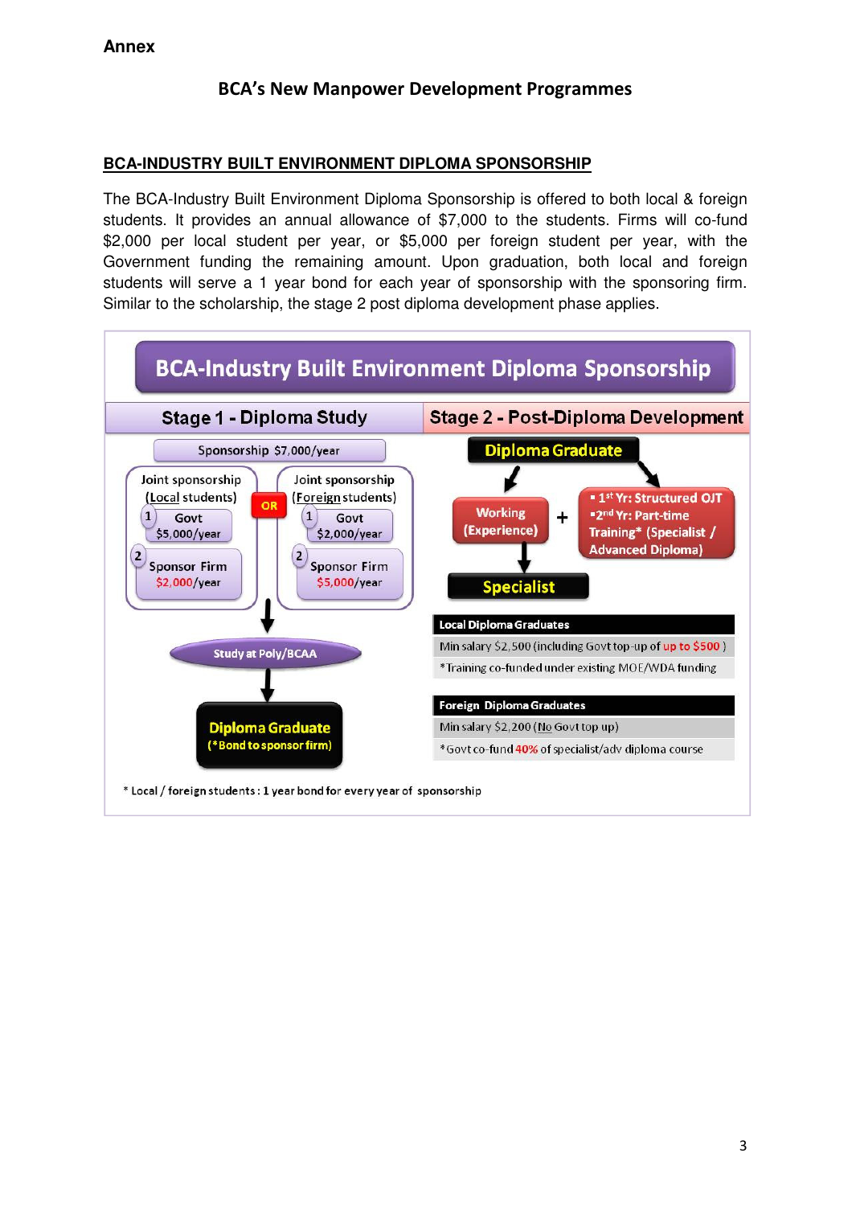**Annex**

## BCA's New Manpower Development Programmes

### BCA-INDUSTRY BUILT ENVIRONMENT DIPLOMA SPONSORSHIP

The BCA-Industry Built Environment Diploma Sponsorship is offered to both local & foreign students. It provides an annual allowance of $7,000 to the students. Firms will co-fund $2,000 per local student per year, or $5,000 per foreign student per year, with the Government funding the remaining amount. Upon graduation, both local and foreign students will serve a 1 year bond for each year of sponsorship with the sponsoring firm. Similar to the scholarship, the stage 2 post diploma development phase applies.

BCA-Industry Built Environment Diploma Sponsorship

Stage 1 - Diploma Study

Sponsorship $7,000/year

Joint sponsorship (Local students)

1 Govt $5,000/year

2 Sponsor Firm $2,000/year

OR

Joint sponsorship (Foreign students)

1 Govt $2,000/year

2 Sponsor Firm $5,000/year

Study at Poly/BCAA

Diploma Graduate (*Bond to sponsor firm)

Stage 2 - Post-Diploma Development

Diploma Graduate

Working (Experience)

+

▪ 1st Yr: Structured OJT
▪ 2nd Yr: Part-time Training* (Specialist / Advanced Diploma)

Specialist

Local Diploma Graduates

Min salary $2,500 (including Govt top-up of up to $500)

*Training co-funded under existing MOE/WDA funding

Foreign Diploma Graduates

Min salary $2,200 (No Govt top up)

*Govt co-fund 40% of specialist/adv diploma course

* Local / foreign students: 1 year bond for every year of sponsorship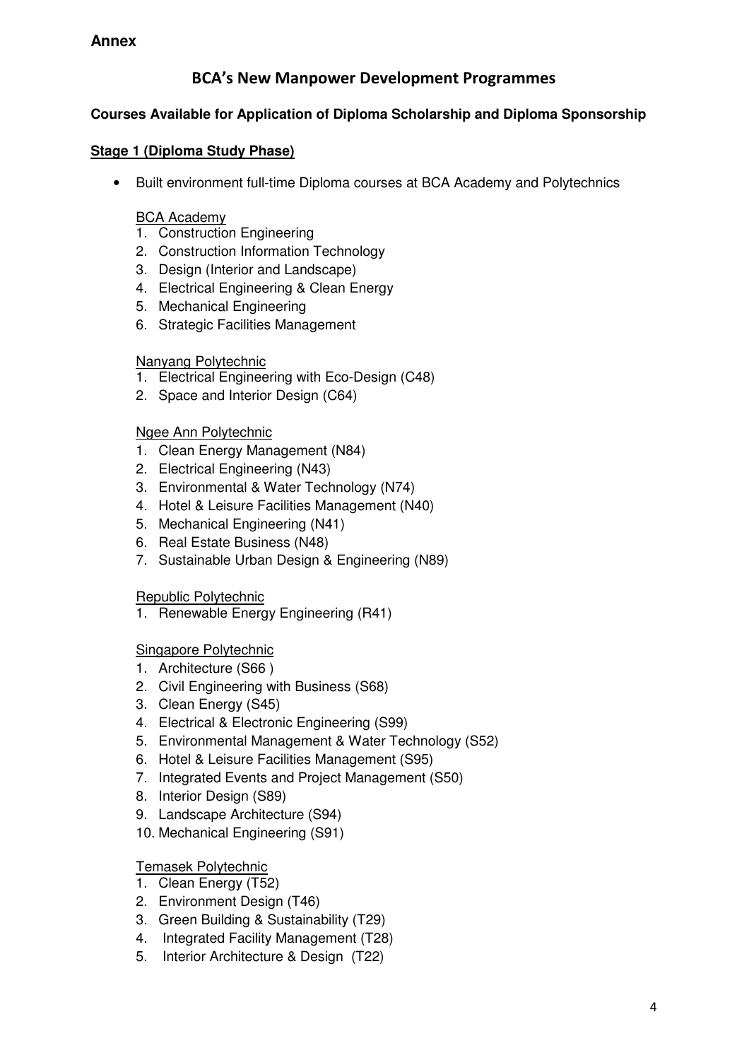**Annex**

# BCA's New Manpower Development Programmes

**Courses Available for Application of Diploma Scholarship and Diploma Sponsorship**

**Stage 1 (Diploma Study Phase)**

- Built environment full-time Diploma courses at BCA Academy and Polytechnics

BCA Academy
1. Construction Engineering
2. Construction Information Technology
3. Design (Interior and Landscape)
4. Electrical Engineering & Clean Energy
5. Mechanical Engineering
6. Strategic Facilities Management

Nanyang Polytechnic
1. Electrical Engineering with Eco-Design (C48)
2. Space and Interior Design (C64)

Ngee Ann Polytechnic
1. Clean Energy Management (N84)
2. Electrical Engineering (N43)
3. Environmental & Water Technology (N74)
4. Hotel & Leisure Facilities Management (N40)
5. Mechanical Engineering (N41)
6. Real Estate Business (N48)
7. Sustainable Urban Design & Engineering (N89)

Republic Polytechnic
1. Renewable Energy Engineering (R41)

Singapore Polytechnic
1. Architecture (S66 )
2. Civil Engineering with Business (S68)
3. Clean Energy (S45)
4. Electrical & Electronic Engineering (S99)
5. Environmental Management & Water Technology (S52)
6. Hotel & Leisure Facilities Management (S95)
7. Integrated Events and Project Management (S50)
8. Interior Design (S89)
9. Landscape Architecture (S94)
10. Mechanical Engineering (S91)

Temasek Polytechnic
1. Clean Energy (T52)
2. Environment Design (T46)
3. Green Building & Sustainability (T29)
4. Integrated Facility Management (T28)
5. Interior Architecture & Design (T22)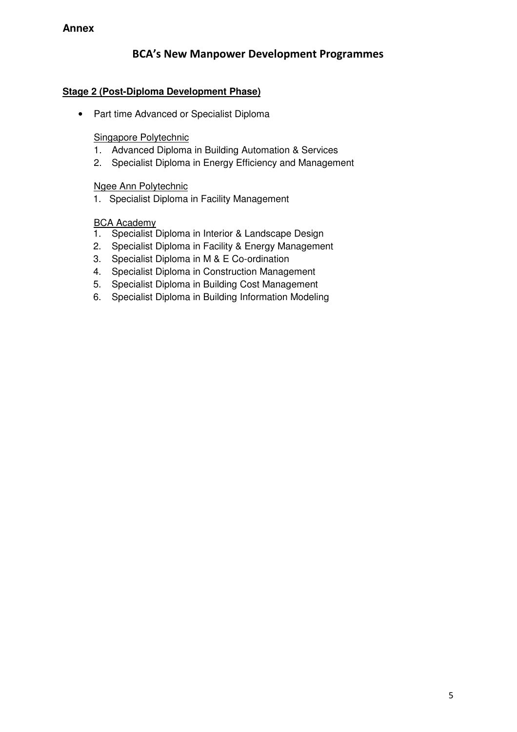**Annex**

## BCA's New Manpower Development Programmes

**Stage 2 (Post-Diploma Development Phase)**

- Part time Advanced or Specialist Diploma

  Singapore Polytechnic
  1. Advanced Diploma in Building Automation & Services
  2. Specialist Diploma in Energy Efficiency and Management

  Ngee Ann Polytechnic
  1. Specialist Diploma in Facility Management

  BCA Academy
  1. Specialist Diploma in Interior & Landscape Design
  2. Specialist Diploma in Facility & Energy Management
  3. Specialist Diploma in M & E Co-ordination
  4. Specialist Diploma in Construction Management
  5. Specialist Diploma in Building Cost Management
  6. Specialist Diploma in Building Information Modeling